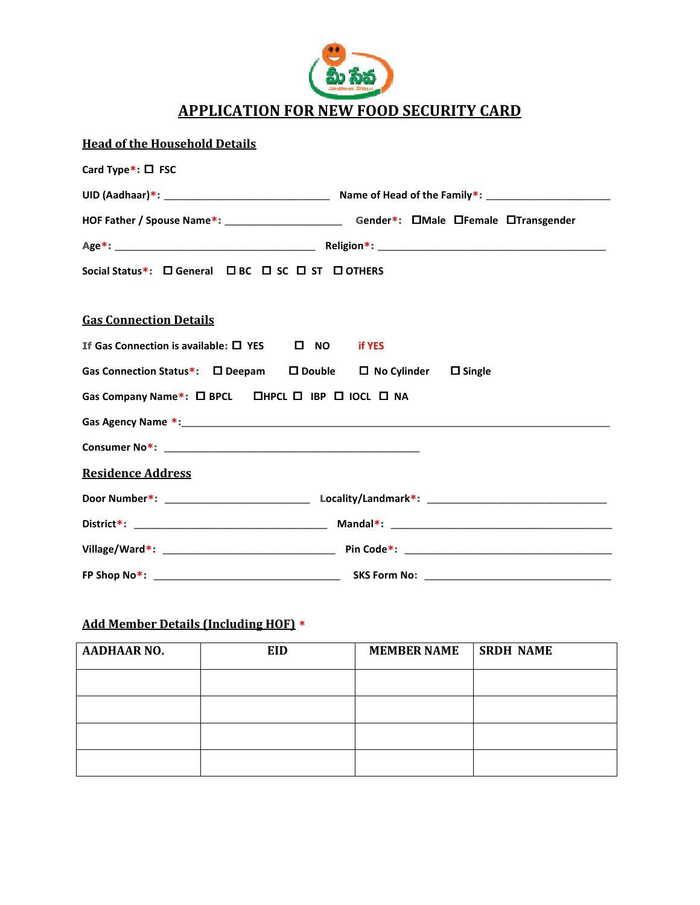# APPLICATION FOR NEW FOOD SECURITY CARD

## Head of the Household Details

**Card Type*:** ☐ FSC

**UID (Aadhaar)*:** ______________________________ **Name of Head of the Family*:** ______________________

**HOF Father / Spouse Name*:** _____________________ **Gender*:** ☐Male ☐Female ☐Transgender

**Age*:** ____________________________________ **Religion*:** _________________________________________

**Social Status*:** ☐ General ☐ BC ☐ SC ☐ ST ☐ OTHERS

## Gas Connection Details

**If Gas Connection is available:** ☐ YES ☐ NO if YES

**Gas Connection Status*:** ☐ Deepam ☐ Double ☐ No Cylinder ☐ Single

**Gas Company Name*:** ☐ BPCL ☐HPCL ☐ IBP ☐ IOCL ☐ NA

**Gas Agency Name *:** _____________________________________________________________________________

**Consumer No*:** _______________________________________________

## Residence Address

**Door Number*:** ___________________________ **Locality/Landmark*:** _________________________________

**District*:** ____________________________________ **Mandal*:** _________________________________________

**Village/Ward*:** ________________________________ **Pin Code*:** _______________________________________

**FP Shop No*:** ___________________________________ **SKS Form No:** ___________________________________

## Add Member Details (Including HOF) *

| AADHAAR NO. | EID | MEMBER NAME | SRDH NAME |
|---|---|---|---|
| | | | |
| | | | |
| | | | |
| | | | |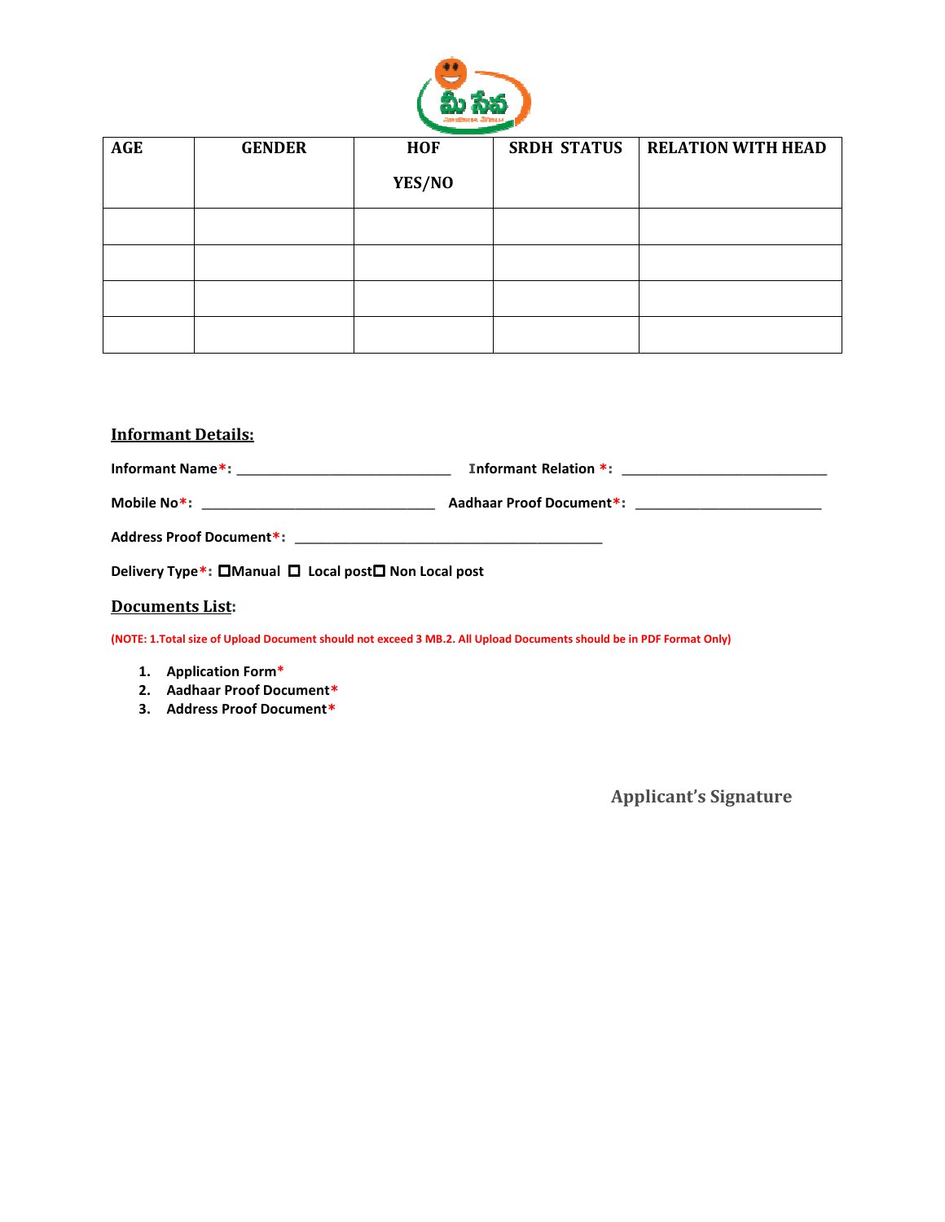| AGE | GENDER | HOF<br><br>YES/NO | SRDH STATUS | RELATION WITH HEAD |
|---|---|---|---|---|
| | | | | |
| | | | | |
| | | | | |
| | | | | |

## Informant Details:

**Informant Name*:** ______________________________ **Informant Relation *:** ____________________________

**Mobile No*:** ________________________________ **Aadhaar Proof Document*:** __________________________

**Address Proof Document*:** ___________________________________________

**Delivery Type*:** ☐Manual ☐ Local post☐ Non Local post

## Documents List:

**(NOTE: 1.Total size of Upload Document should not exceed 3 MB.2. All Upload Documents should be in PDF Format Only)**

1. **Application Form***
2. **Aadhaar Proof Document***
3. **Address Proof Document***

**Applicant's Signature**